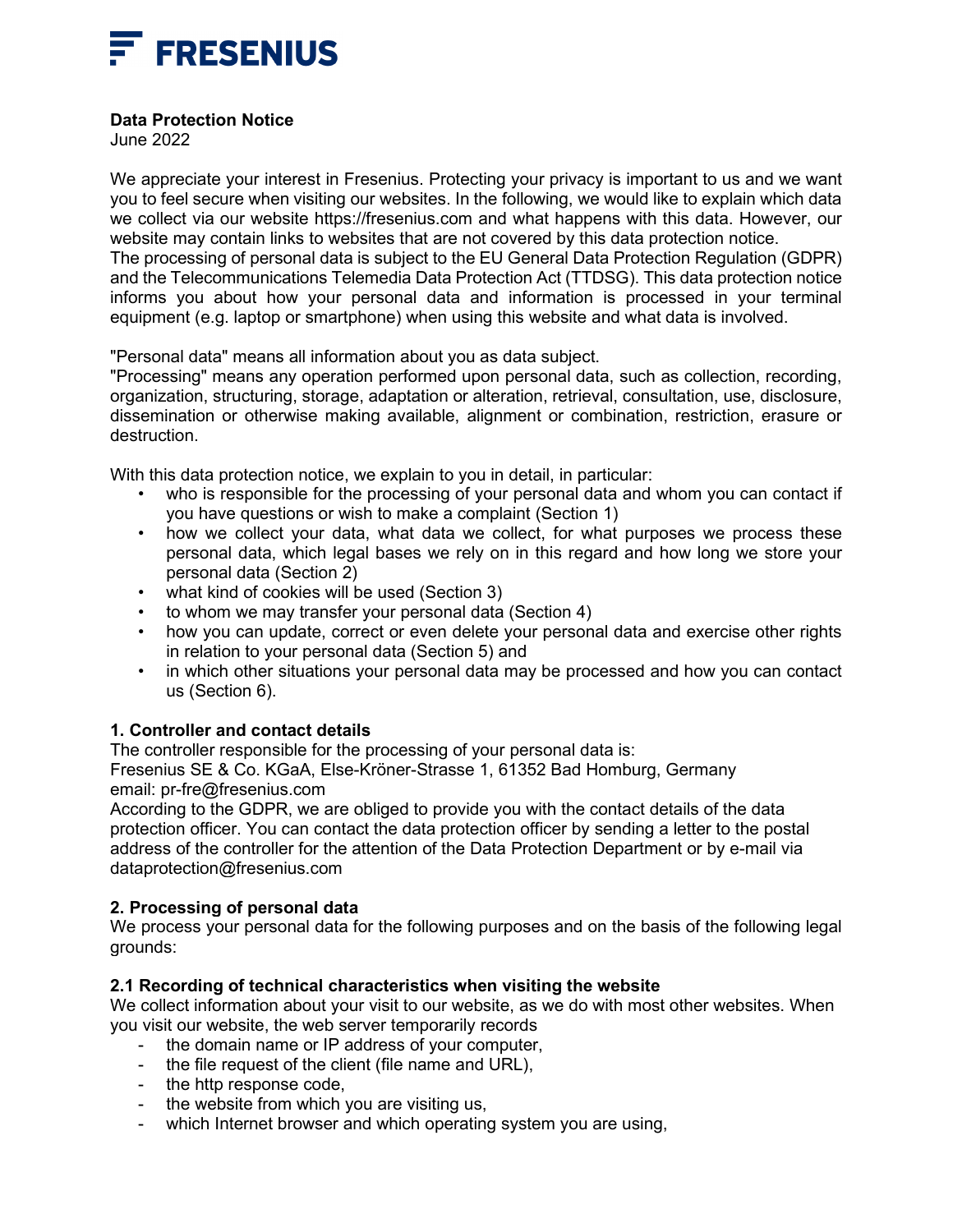FRESENIUS

**Data Protection Notice**
June 2022

We appreciate your interest in Fresenius. Protecting your privacy is important to us and we want you to feel secure when visiting our websites. In the following, we would like to explain which data we collect via our website https://fresenius.com and what happens with this data. However, our website may contain links to websites that are not covered by this data protection notice.
The processing of personal data is subject to the EU General Data Protection Regulation (GDPR) and the Telecommunications Telemedia Data Protection Act (TTDSG). This data protection notice informs you about how your personal data and information is processed in your terminal equipment (e.g. laptop or smartphone) when using this website and what data is involved.

"Personal data" means all information about you as data subject.
"Processing" means any operation performed upon personal data, such as collection, recording, organization, structuring, storage, adaptation or alteration, retrieval, consultation, use, disclosure, dissemination or otherwise making available, alignment or combination, restriction, erasure or destruction.

With this data protection notice, we explain to you in detail, in particular:

- who is responsible for the processing of your personal data and whom you can contact if you have questions or wish to make a complaint (Section 1)
- how we collect your data, what data we collect, for what purposes we process these personal data, which legal bases we rely on in this regard and how long we store your personal data (Section 2)
- what kind of cookies will be used (Section 3)
- to whom we may transfer your personal data (Section 4)
- how you can update, correct or even delete your personal data and exercise other rights in relation to your personal data (Section 5) and
- in which other situations your personal data may be processed and how you can contact us (Section 6).

## 1. Controller and contact details

The controller responsible for the processing of your personal data is:
Fresenius SE & Co. KGaA, Else-Kröner-Strasse 1, 61352 Bad Homburg, Germany
email: pr-fre@fresenius.com
According to the GDPR, we are obliged to provide you with the contact details of the data protection officer. You can contact the data protection officer by sending a letter to the postal address of the controller for the attention of the Data Protection Department or by e-mail via dataprotection@fresenius.com

## 2. Processing of personal data

We process your personal data for the following purposes and on the basis of the following legal grounds:

### 2.1 Recording of technical characteristics when visiting the website

We collect information about your visit to our website, as we do with most other websites. When you visit our website, the web server temporarily records

- the domain name or IP address of your computer,
- the file request of the client (file name and URL),
- the http response code,
- the website from which you are visiting us,
- which Internet browser and which operating system you are using,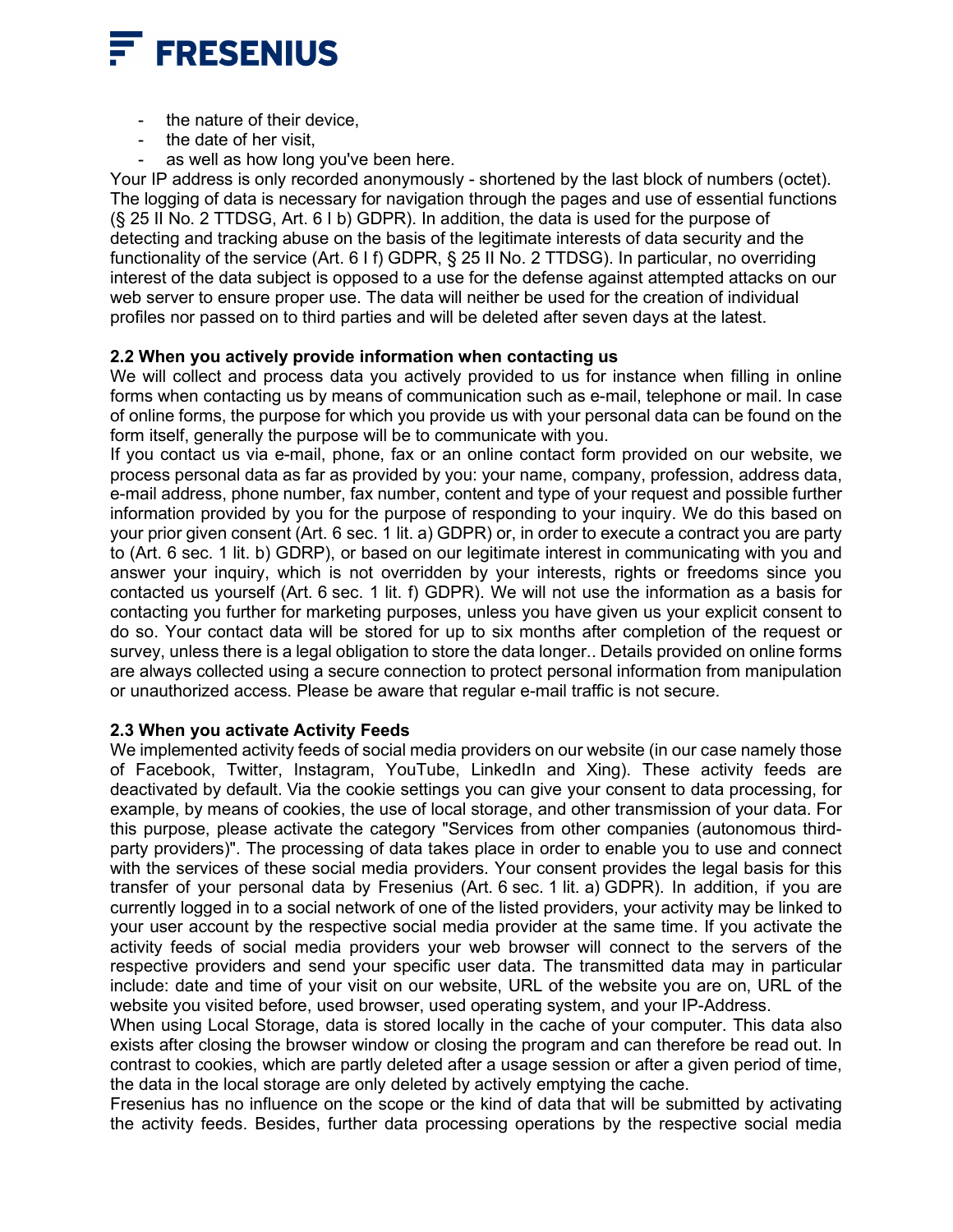- the nature of their device,
- the date of her visit,
- as well as how long you've been here.

Your IP address is only recorded anonymously - shortened by the last block of numbers (octet). The logging of data is necessary for navigation through the pages and use of essential functions (§ 25 II No. 2 TTDSG, Art. 6 I b) GDPR). In addition, the data is used for the purpose of detecting and tracking abuse on the basis of the legitimate interests of data security and the functionality of the service (Art. 6 I f) GDPR, § 25 II No. 2 TTDSG). In particular, no overriding interest of the data subject is opposed to a use for the defense against attempted attacks on our web server to ensure proper use. The data will neither be used for the creation of individual profiles nor passed on to third parties and will be deleted after seven days at the latest.

**2.2 When you actively provide information when contacting us**

We will collect and process data you actively provided to us for instance when filling in online forms when contacting us by means of communication such as e-mail, telephone or mail. In case of online forms, the purpose for which you provide us with your personal data can be found on the form itself, generally the purpose will be to communicate with you.

If you contact us via e-mail, phone, fax or an online contact form provided on our website, we process personal data as far as provided by you: your name, company, profession, address data, e-mail address, phone number, fax number, content and type of your request and possible further information provided by you for the purpose of responding to your inquiry. We do this based on your prior given consent (Art. 6 sec. 1 lit. a) GDPR) or, in order to execute a contract you are party to (Art. 6 sec. 1 lit. b) GDRP), or based on our legitimate interest in communicating with you and answer your inquiry, which is not overridden by your interests, rights or freedoms since you contacted us yourself (Art. 6 sec. 1 lit. f) GDPR). We will not use the information as a basis for contacting you further for marketing purposes, unless you have given us your explicit consent to do so. Your contact data will be stored for up to six months after completion of the request or survey, unless there is a legal obligation to store the data longer.. Details provided on online forms are always collected using a secure connection to protect personal information from manipulation or unauthorized access. Please be aware that regular e-mail traffic is not secure.

**2.3 When you activate Activity Feeds**

We implemented activity feeds of social media providers on our website (in our case namely those of Facebook, Twitter, Instagram, YouTube, LinkedIn and Xing). These activity feeds are deactivated by default. Via the cookie settings you can give your consent to data processing, for example, by means of cookies, the use of local storage, and other transmission of your data. For this purpose, please activate the category "Services from other companies (autonomous third-party providers)". The processing of data takes place in order to enable you to use and connect with the services of these social media providers. Your consent provides the legal basis for this transfer of your personal data by Fresenius (Art. 6 sec. 1 lit. a) GDPR). In addition, if you are currently logged in to a social network of one of the listed providers, your activity may be linked to your user account by the respective social media provider at the same time. If you activate the activity feeds of social media providers your web browser will connect to the servers of the respective providers and send your specific user data. The transmitted data may in particular include: date and time of your visit on our website, URL of the website you are on, URL of the website you visited before, used browser, used operating system, and your IP-Address.

When using Local Storage, data is stored locally in the cache of your computer. This data also exists after closing the browser window or closing the program and can therefore be read out. In contrast to cookies, which are partly deleted after a usage session or after a given period of time, the data in the local storage are only deleted by actively emptying the cache.

Fresenius has no influence on the scope or the kind of data that will be submitted by activating the activity feeds. Besides, further data processing operations by the respective social media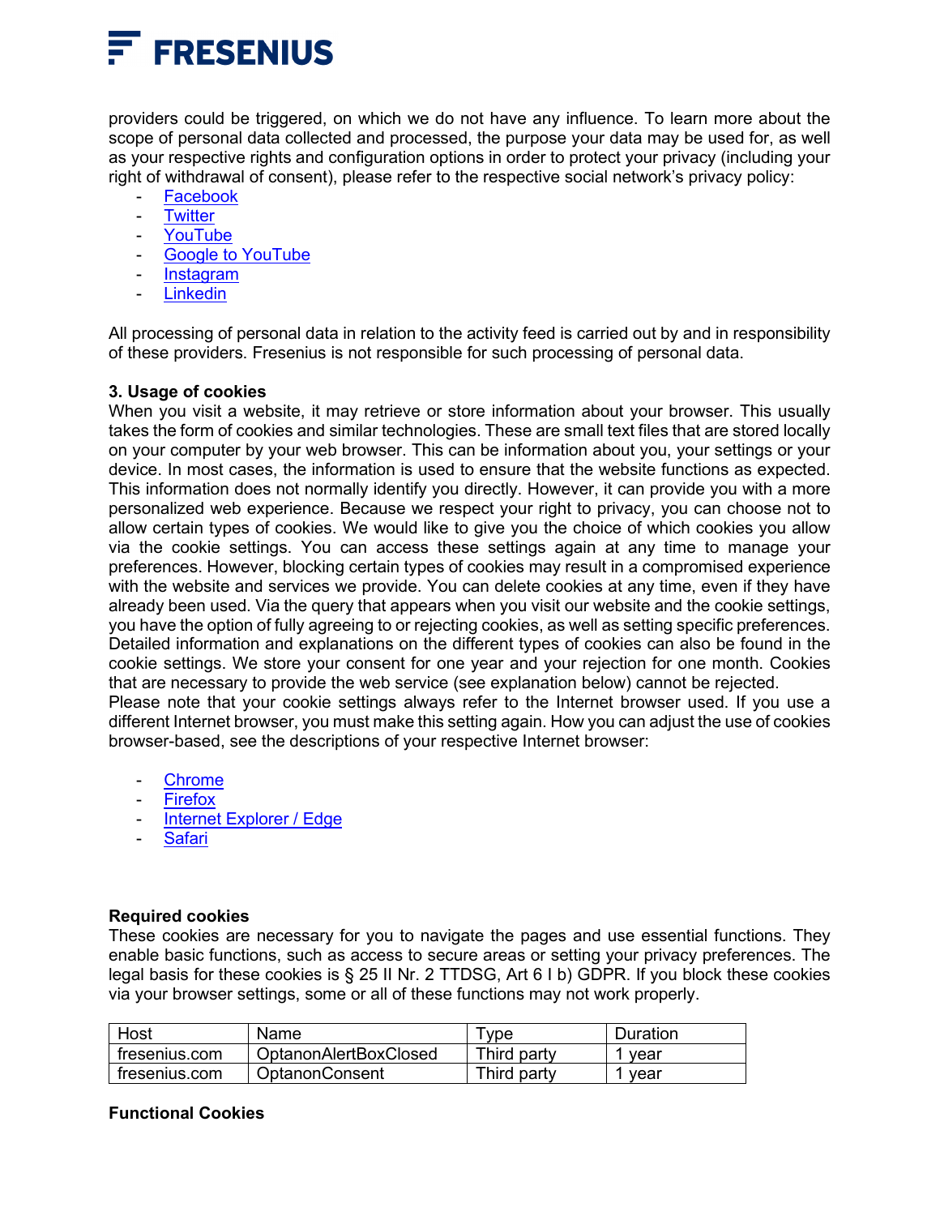providers could be triggered, on which we do not have any influence. To learn more about the scope of personal data collected and processed, the purpose your data may be used for, as well as your respective rights and configuration options in order to protect your privacy (including your right of withdrawal of consent), please refer to the respective social network's privacy policy:

- Facebook
- Twitter
- YouTube
- Google to YouTube
- Instagram
- Linkedin

All processing of personal data in relation to the activity feed is carried out by and in responsibility of these providers. Fresenius is not responsible for such processing of personal data.

**3. Usage of cookies**

When you visit a website, it may retrieve or store information about your browser. This usually takes the form of cookies and similar technologies. These are small text files that are stored locally on your computer by your web browser. This can be information about you, your settings or your device. In most cases, the information is used to ensure that the website functions as expected. This information does not normally identify you directly. However, it can provide you with a more personalized web experience. Because we respect your right to privacy, you can choose not to allow certain types of cookies. We would like to give you the choice of which cookies you allow via the cookie settings. You can access these settings again at any time to manage your preferences. However, blocking certain types of cookies may result in a compromised experience with the website and services we provide. You can delete cookies at any time, even if they have already been used. Via the query that appears when you visit our website and the cookie settings, you have the option of fully agreeing to or rejecting cookies, as well as setting specific preferences. Detailed information and explanations on the different types of cookies can also be found in the cookie settings. We store your consent for one year and your rejection for one month. Cookies that are necessary to provide the web service (see explanation below) cannot be rejected.

Please note that your cookie settings always refer to the Internet browser used. If you use a different Internet browser, you must make this setting again. How you can adjust the use of cookies browser-based, see the descriptions of your respective Internet browser:

- Chrome
- Firefox
- Internet Explorer / Edge
- Safari

**Required cookies**

These cookies are necessary for you to navigate the pages and use essential functions. They enable basic functions, such as access to secure areas or setting your privacy preferences. The legal basis for these cookies is § 25 II Nr. 2 TTDSG, Art 6 I b) GDPR. If you block these cookies via your browser settings, some or all of these functions may not work properly.

| Host | Name | Type | Duration |
|---|---|---|---|
| fresenius.com | OptanonAlertBoxClosed | Third party | 1 year |
| fresenius.com | OptanonConsent | Third party | 1 year |

**Functional Cookies**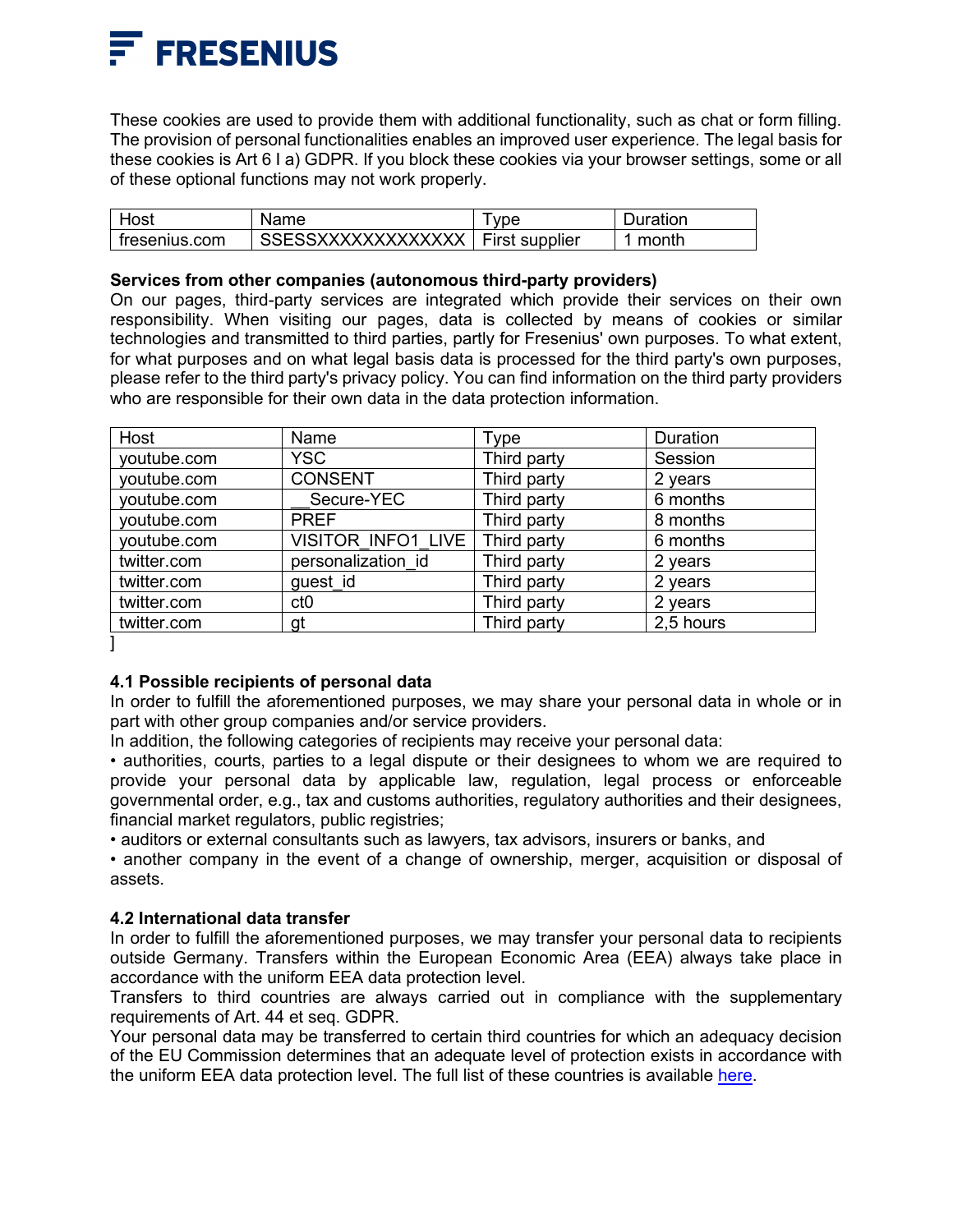These cookies are used to provide them with additional functionality, such as chat or form filling. The provision of personal functionalities enables an improved user experience. The legal basis for these cookies is Art 6 I a) GDPR. If you block these cookies via your browser settings, some or all of these optional functions may not work properly.

| Host | Name | Type | Duration |
|---|---|---|---|
| fresenius.com | SSESSXXXXXXXXXXXXX | First supplier | 1 month |

**Services from other companies (autonomous third-party providers)**
On our pages, third-party services are integrated which provide their services on their own responsibility. When visiting our pages, data is collected by means of cookies or similar technologies and transmitted to third parties, partly for Fresenius' own purposes. To what extent, for what purposes and on what legal basis data is processed for the third party's own purposes, please refer to the third party's privacy policy. You can find information on the third party providers who are responsible for their own data in the data protection information.

| Host | Name | Type | Duration |
|---|---|---|---|
| youtube.com | YSC | Third party | Session |
| youtube.com | CONSENT | Third party | 2 years |
| youtube.com | __Secure-YEC | Third party | 6 months |
| youtube.com | PREF | Third party | 8 months |
| youtube.com | VISITOR_INFO1_LIVE | Third party | 6 months |
| twitter.com | personalization_id | Third party | 2 years |
| twitter.com | guest_id | Third party | 2 years |
| twitter.com | ct0 | Third party | 2 years |
| twitter.com | gt | Third party | 2,5 hours |

]

**4.1 Possible recipients of personal data**
In order to fulfill the aforementioned purposes, we may share your personal data in whole or in part with other group companies and/or service providers.
In addition, the following categories of recipients may receive your personal data:
• authorities, courts, parties to a legal dispute or their designees to whom we are required to provide your personal data by applicable law, regulation, legal process or enforceable governmental order, e.g., tax and customs authorities, regulatory authorities and their designees, financial market regulators, public registries;
• auditors or external consultants such as lawyers, tax advisors, insurers or banks, and
• another company in the event of a change of ownership, merger, acquisition or disposal of assets.

**4.2 International data transfer**
In order to fulfill the aforementioned purposes, we may transfer your personal data to recipients outside Germany. Transfers within the European Economic Area (EEA) always take place in accordance with the uniform EEA data protection level.
Transfers to third countries are always carried out in compliance with the supplementary requirements of Art. 44 et seq. GDPR.
Your personal data may be transferred to certain third countries for which an adequacy decision of the EU Commission determines that an adequate level of protection exists in accordance with the uniform EEA data protection level. The full list of these countries is available here.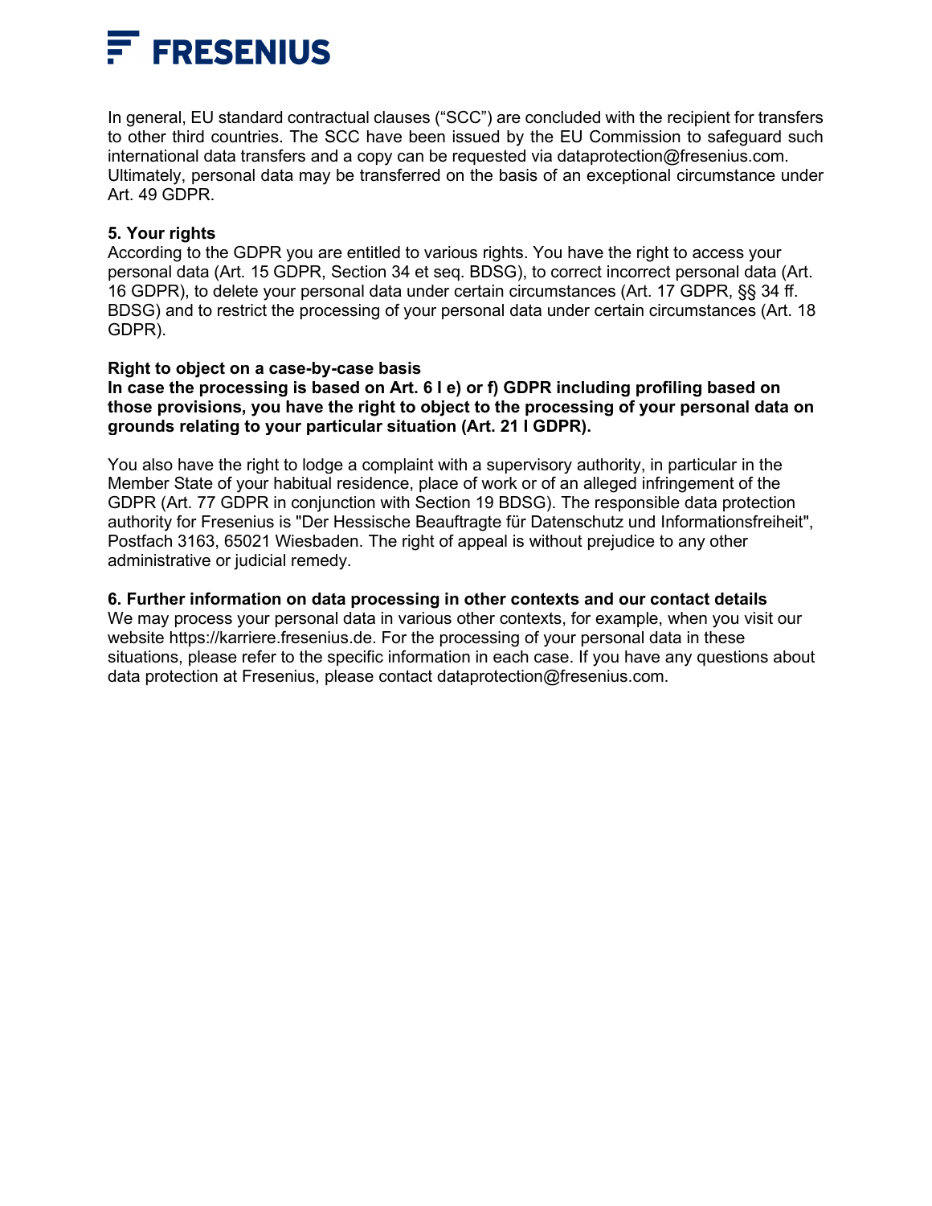In general, EU standard contractual clauses ("SCC") are concluded with the recipient for transfers to other third countries. The SCC have been issued by the EU Commission to safeguard such international data transfers and a copy can be requested via dataprotection@fresenius.com. Ultimately, personal data may be transferred on the basis of an exceptional circumstance under Art. 49 GDPR.

**5. Your rights**

According to the GDPR you are entitled to various rights. You have the right to access your personal data (Art. 15 GDPR, Section 34 et seq. BDSG), to correct incorrect personal data (Art. 16 GDPR), to delete your personal data under certain circumstances (Art. 17 GDPR, §§ 34 ff. BDSG) and to restrict the processing of your personal data under certain circumstances (Art. 18 GDPR).

**Right to object on a case-by-case basis**

**In case the processing is based on Art. 6 I e) or f) GDPR including profiling based on those provisions, you have the right to object to the processing of your personal data on grounds relating to your particular situation (Art. 21 I GDPR).**

You also have the right to lodge a complaint with a supervisory authority, in particular in the Member State of your habitual residence, place of work or of an alleged infringement of the GDPR (Art. 77 GDPR in conjunction with Section 19 BDSG). The responsible data protection authority for Fresenius is "Der Hessische Beauftragte für Datenschutz und Informationsfreiheit", Postfach 3163, 65021 Wiesbaden. The right of appeal is without prejudice to any other administrative or judicial remedy.

**6. Further information on data processing in other contexts and our contact details**

We may process your personal data in various other contexts, for example, when you visit our website https://karriere.fresenius.de. For the processing of your personal data in these situations, please refer to the specific information in each case. If you have any questions about data protection at Fresenius, please contact dataprotection@fresenius.com.